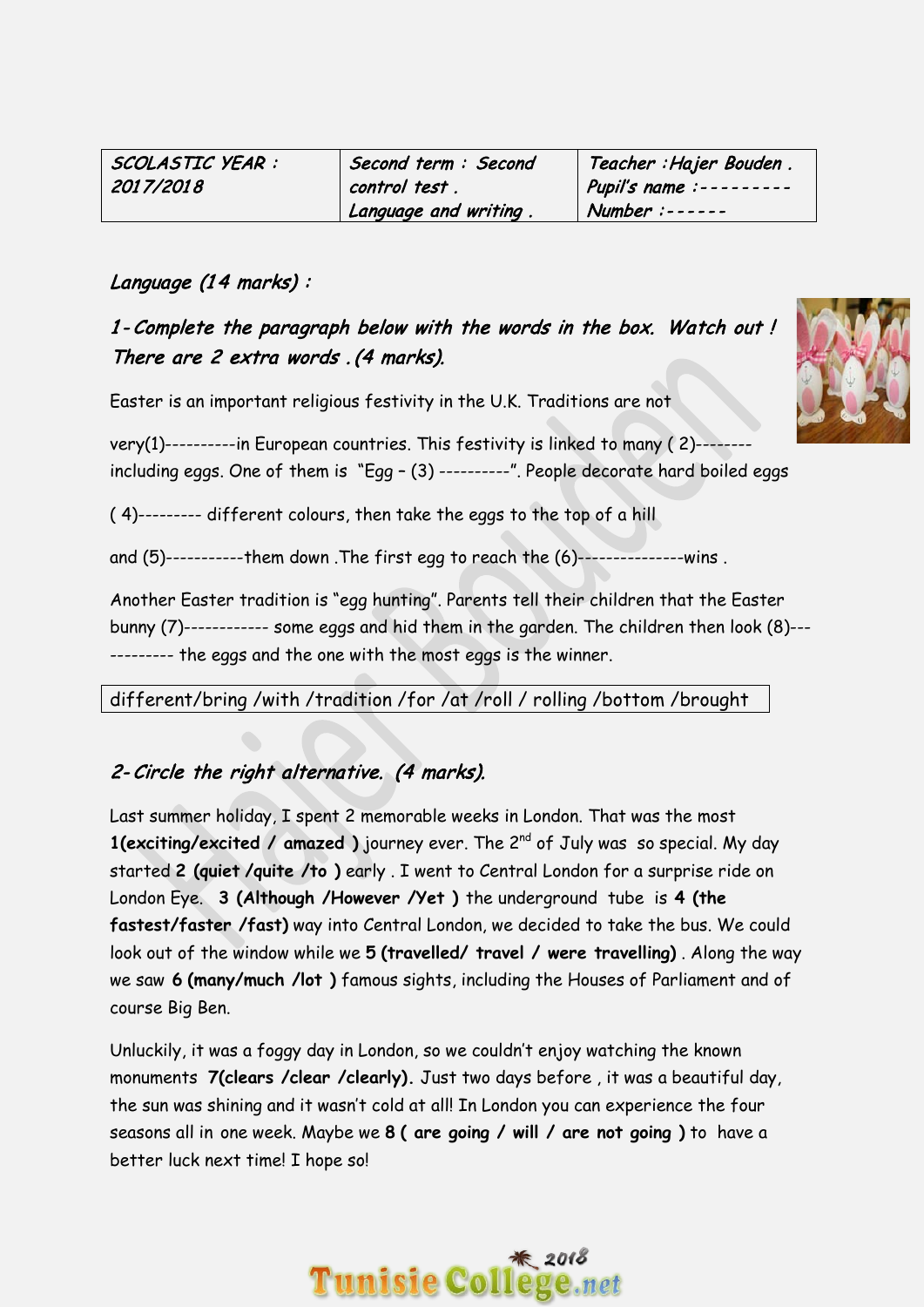| SCOLASTIC YEAR : 2017/2018 | Second term : Second control test . Language and writing . | Teacher :Hajer Bouden . Pupil's name :--------- Number :------ |
|---|---|---|

*Language (14 marks) :*

## *1-Complete the paragraph below with the words in the box. Watch out ! There are 2 extra words .(4 marks).*

Easter is an important religious festivity in the U.K. Traditions are not

very(1)----------in European countries. This festivity is linked to many ( 2)-------- including eggs. One of them is "Egg – (3) ----------". People decorate hard boiled eggs

( 4)--------- different colours, then take the eggs to the top of a hill

and (5)-----------them down .The first egg to reach the (6)---------------wins .

Another Easter tradition is "egg hunting". Parents tell their children that the Easter bunny (7)------------ some eggs and hid them in the garden. The children then look (8)------------ the eggs and the one with the most eggs is the winner.

| different/bring /with /tradition /for /at /roll / rolling /bottom /brought |
|---|

## *2-Circle the right alternative. (4 marks).*

Last summer holiday, I spent 2 memorable weeks in London. That was the most **1(exciting/excited / amazed )** journey ever. The 2nd of July was so special. My day started **2 (quiet /quite /to )** early . I went to Central London for a surprise ride on London Eye. **3 (Although /However /Yet )** the underground tube is **4 (the fastest/faster /fast)** way into Central London, we decided to take the bus. We could look out of the window while we **5 (travelled/ travel / were travelling)** . Along the way we saw **6 (many/much /lot )** famous sights, including the Houses of Parliament and of course Big Ben.

Unluckily, it was a foggy day in London, so we couldn't enjoy watching the known monuments **7(clears /clear /clearly).** Just two days before , it was a beautiful day, the sun was shining and it wasn't cold at all! In London you can experience the four seasons all in one week. Maybe we **8 ( are going / will / are not going )** to have a better luck next time! I hope so!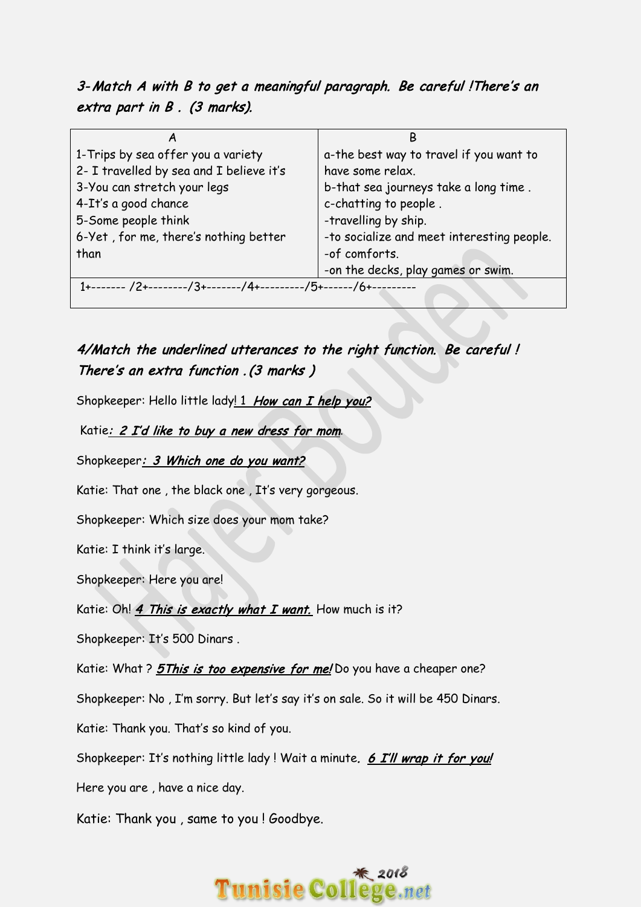***3- Match A with B to get a meaningful paragraph. Be careful !There's an extra part in B . (3 marks).***

| A | B |
|---|---|
| 1-Trips by sea offer you a variety | a-the best way to travel if you want to have some relax. |
| 2- I travelled by sea and I believe it's | b-that sea journeys take a long time . |
| 3-You can stretch your legs | c-chatting to people . |
| 4-It's a good chance | -travelling by ship. |
| 5-Some people think | -to socialize and meet interesting people. |
| 6-Yet , for me, there's nothing better than | -of comforts. |
| | -on the decks, play games or swim. |
| 1+------- /2+--------/3+-------/4+---------/5+------/6+--------- | |

***4/Match the underlined utterances to the right function. Be careful ! There's an extra function .(3 marks )***

Shopkeeper: Hello little lady! 1 ***How can I help you?***

Katie: ***2 I'd like to buy a new dress for mom***.

Shopkeeper: ***3 Which one do you want?***

Katie: That one , the black one , It's very gorgeous.

Shopkeeper: Which size does your mom take?

Katie: I think it's large.

Shopkeeper: Here you are!

Katie: Oh! ***4 This is exactly what I want.*** How much is it?

Shopkeeper: It's 500 Dinars .

Katie: What ? ***5This is too expensive for me!*** Do you have a cheaper one?

Shopkeeper: No , I'm sorry. But let's say it's on sale. So it will be 450 Dinars.

Katie: Thank you. That's so kind of you.

Shopkeeper: It's nothing little lady ! Wait a minute. ***6 I'll wrap it for you!***

Here you are , have a nice day.

Katie: Thank you , same to you ! Goodbye.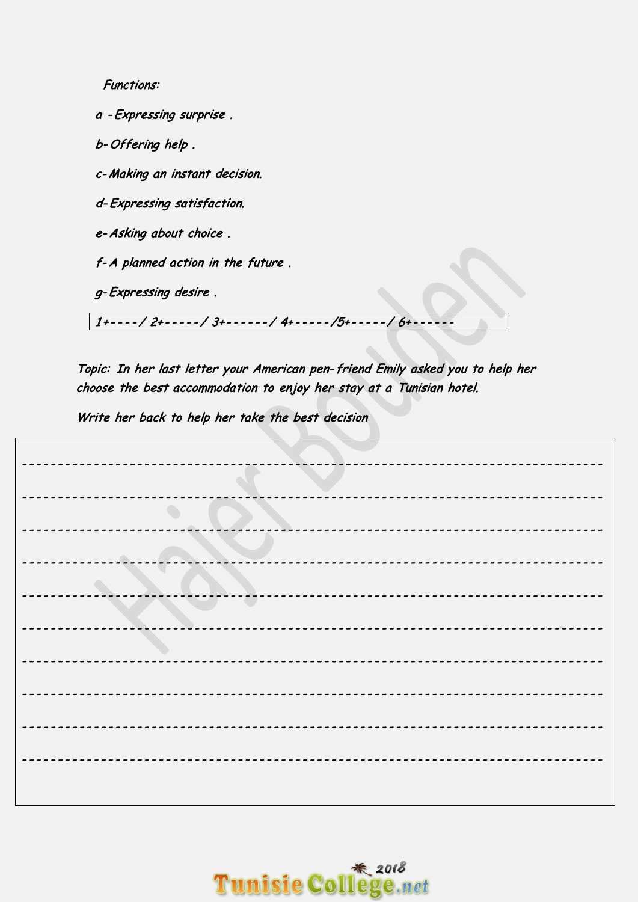*Functions:*

*a -Expressing surprise .*

*b- Offering help .*

*c- Making an instant decision.*

*d- Expressing satisfaction.*

*e- Asking about choice .*

*f- A planned action in the future .*

*g- Expressing desire .*

| *1+----/ 2+-----/ 3+------/ 4+-----/5+-----/ 6+------* |
|---|

*Topic: In her last letter your American pen-friend Emily asked you to help her choose the best accommodation to enjoy her stay at a Tunisian hotel.*

*Write her back to help her take the best decision*

-----------------------------------------------------------------------------------

-----------------------------------------------------------------------------------

-----------------------------------------------------------------------------------

-----------------------------------------------------------------------------------

-----------------------------------------------------------------------------------

-----------------------------------------------------------------------------------

-----------------------------------------------------------------------------------

-----------------------------------------------------------------------------------

-----------------------------------------------------------------------------------

-----------------------------------------------------------------------------------